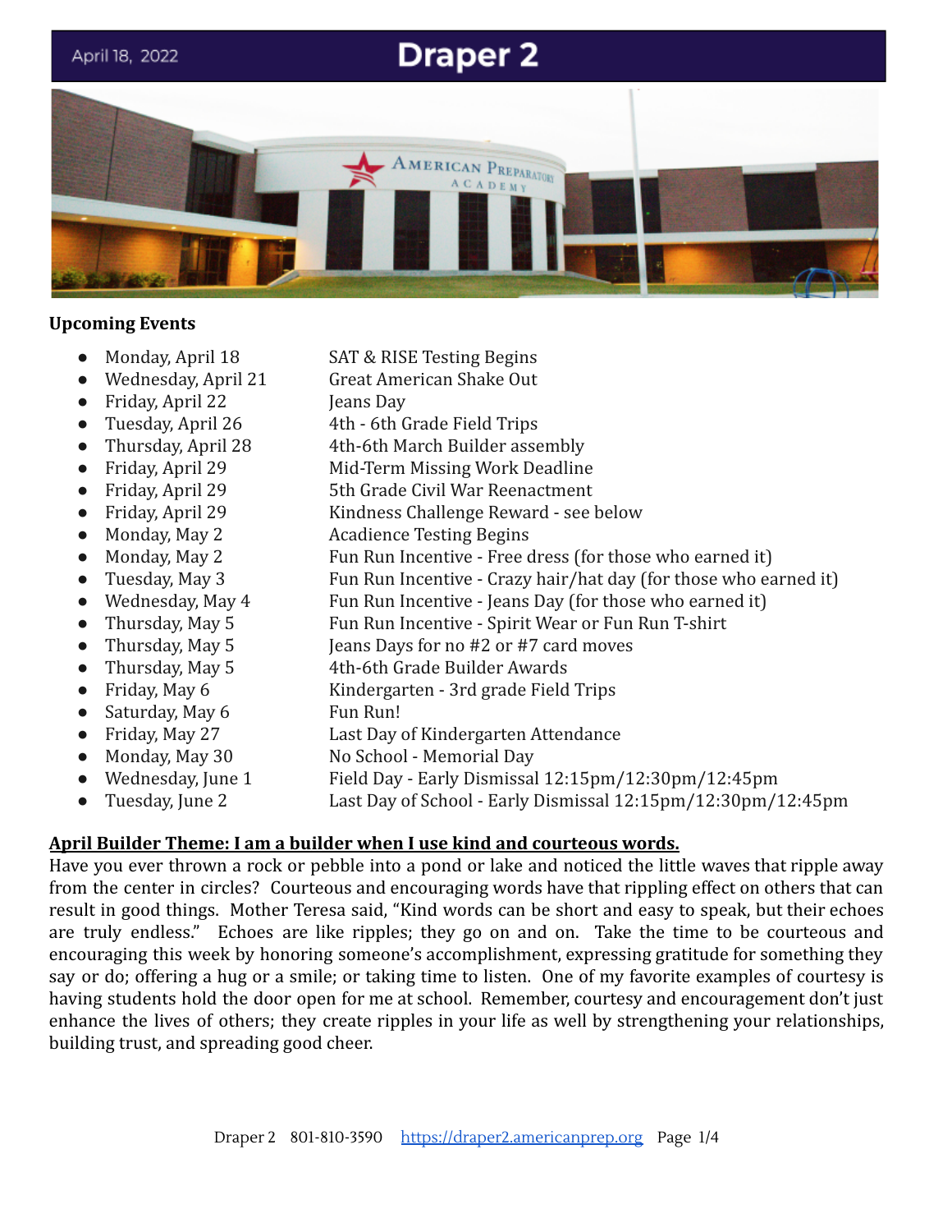April 18, 2022

# Draper 2

### Upcoming Events

- Monday, April 18 — SAT & RISE Testing Begins
- Wednesday, April 21 — Great American Shake Out
- Friday, April 22 — Jeans Day
- Tuesday, April 26 — 4th - 6th Grade Field Trips
- Thursday, April 28 — 4th-6th March Builder assembly
- Friday, April 29 — Mid-Term Missing Work Deadline
- Friday, April 29 — 5th Grade Civil War Reenactment
- Friday, April 29 — Kindness Challenge Reward - see below
- Monday, May 2 — Acadience Testing Begins
- Monday, May 2 — Fun Run Incentive - Free dress (for those who earned it)
- Tuesday, May 3 — Fun Run Incentive - Crazy hair/hat day (for those who earned it)
- Wednesday, May 4 — Fun Run Incentive - Jeans Day (for those who earned it)
- Thursday, May 5 — Fun Run Incentive - Spirit Wear or Fun Run T-shirt
- Thursday, May 5 — Jeans Days for no #2 or #7 card moves
- Thursday, May 5 — 4th-6th Grade Builder Awards
- Friday, May 6 — Kindergarten - 3rd grade Field Trips
- Saturday, May 6 — Fun Run!
- Friday, May 27 — Last Day of Kindergarten Attendance
- Monday, May 30 — No School - Memorial Day
- Wednesday, June 1 — Field Day - Early Dismissal 12:15pm/12:30pm/12:45pm
- Tuesday, June 2 — Last Day of School - Early Dismissal 12:15pm/12:30pm/12:45pm

### April Builder Theme: I am a builder when I use kind and courteous words.

Have you ever thrown a rock or pebble into a pond or lake and noticed the little waves that ripple away from the center in circles? Courteous and encouraging words have that rippling effect on others that can result in good things. Mother Teresa said, "Kind words can be short and easy to speak, but their echoes are truly endless." Echoes are like ripples; they go on and on. Take the time to be courteous and encouraging this week by honoring someone's accomplishment, expressing gratitude for something they say or do; offering a hug or a smile; or taking time to listen. One of my favorite examples of courtesy is having students hold the door open for me at school. Remember, courtesy and encouragement don't just enhance the lives of others; they create ripples in your life as well by strengthening your relationships, building trust, and spreading good cheer.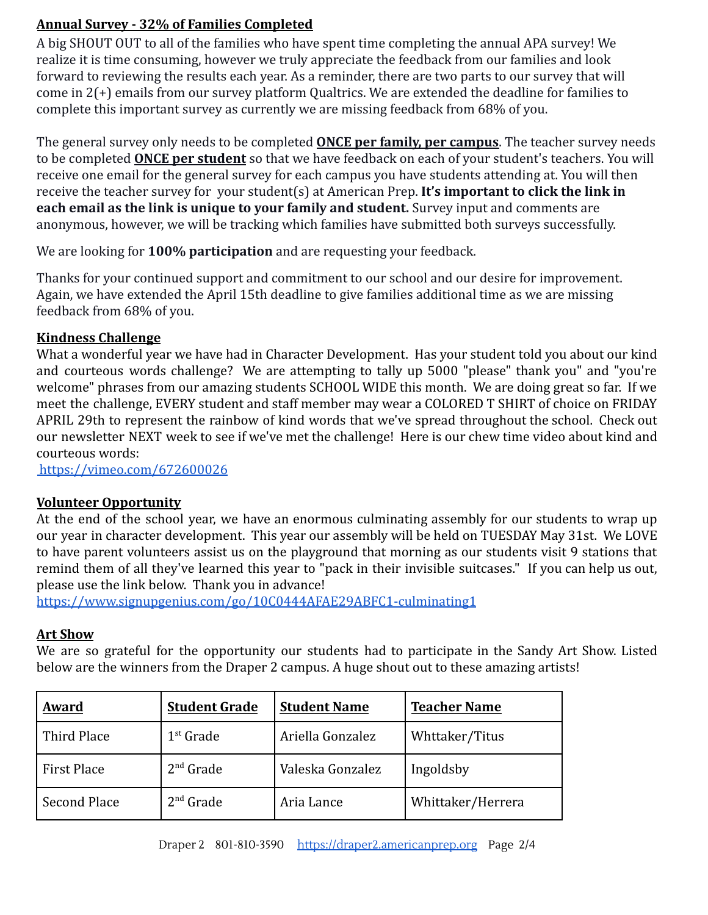**<u>Annual Survey - 32% of Families Completed</u>**

A big SHOUT OUT to all of the families who have spent time completing the annual APA survey! We realize it is time consuming, however we truly appreciate the feedback from our families and look forward to reviewing the results each year. As a reminder, there are two parts to our survey that will come in 2(+) emails from our survey platform Qualtrics. We are extended the deadline for families to complete this important survey as currently we are missing feedback from 68% of you.

The general survey only needs to be completed **<u>ONCE per family, per campus</u>**. The teacher survey needs to be completed **<u>ONCE per student</u>** so that we have feedback on each of your student's teachers. You will receive one email for the general survey for each campus you have students attending at. You will then receive the teacher survey for your student(s) at American Prep. **It's important to click the link in each email as the link is unique to your family and student.** Survey input and comments are anonymous, however, we will be tracking which families have submitted both surveys successfully.

We are looking for **100% participation** and are requesting your feedback.

Thanks for your continued support and commitment to our school and our desire for improvement. Again, we have extended the April 15th deadline to give families additional time as we are missing feedback from 68% of you.

**<u>Kindness Challenge</u>**

What a wonderful year we have had in Character Development. Has your student told you about our kind and courteous words challenge? We are attempting to tally up 5000 "please" thank you" and "you're welcome" phrases from our amazing students SCHOOL WIDE this month. We are doing great so far. If we meet the challenge, EVERY student and staff member may wear a COLORED T SHIRT of choice on FRIDAY APRIL 29th to represent the rainbow of kind words that we've spread throughout the school. Check out our newsletter NEXT week to see if we've met the challenge! Here is our chew time video about kind and courteous words:
https://vimeo.com/672600026

**<u>Volunteer Opportunity</u>**

At the end of the school year, we have an enormous culminating assembly for our students to wrap up our year in character development. This year our assembly will be held on TUESDAY May 31st. We LOVE to have parent volunteers assist us on the playground that morning as our students visit 9 stations that remind them of all they've learned this year to "pack in their invisible suitcases." If you can help us out, please use the link below. Thank you in advance!
https://www.signupgenius.com/go/10C0444AFAE29ABFC1-culminating1

**<u>Art Show</u>**

We are so grateful for the opportunity our students had to participate in the Sandy Art Show. Listed below are the winners from the Draper 2 campus. A huge shout out to these amazing artists!

| **Award** | **Student Grade** | **Student Name** | **Teacher Name** |
|---|---|---|---|
| Third Place | 1st Grade | Ariella Gonzalez | Whttaker/Titus |
| First Place | 2nd Grade | Valeska Gonzalez | Ingoldsby |
| Second Place | 2nd Grade | Aria Lance | Whittaker/Herrera |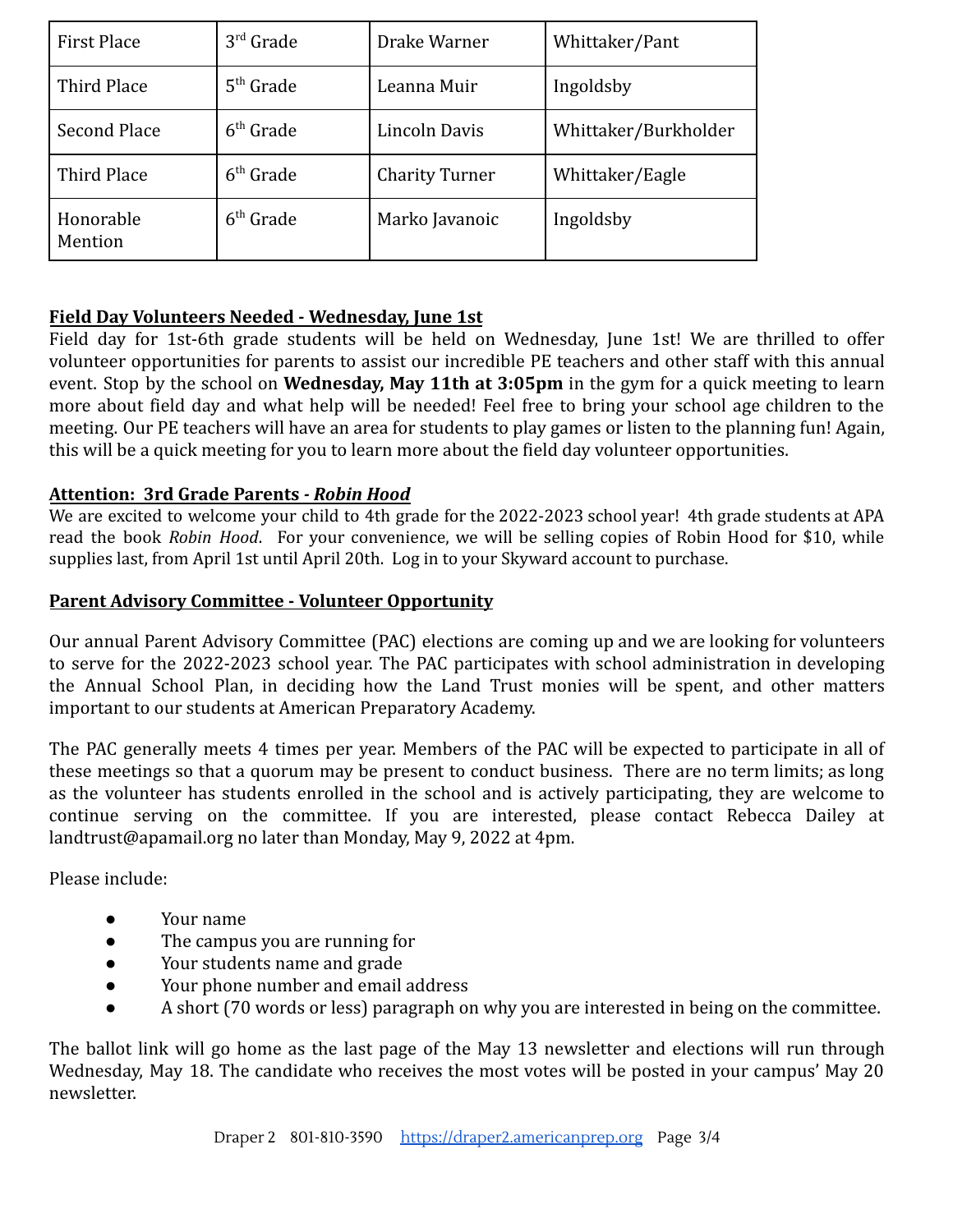| First Place | 3rd Grade | Drake Warner | Whittaker/Pant |
|---|---|---|---|
| Third Place | 5th Grade | Leanna Muir | Ingoldsby |
| Second Place | 6th Grade | Lincoln Davis | Whittaker/Burkholder |
| Third Place | 6th Grade | Charity Turner | Whittaker/Eagle |
| Honorable Mention | 6th Grade | Marko Javanoic | Ingoldsby |

**Field Day Volunteers Needed - Wednesday, June 1st**

Field day for 1st-6th grade students will be held on Wednesday, June 1st! We are thrilled to offer volunteer opportunities for parents to assist our incredible PE teachers and other staff with this annual event. Stop by the school on **Wednesday, May 11th at 3:05pm** in the gym for a quick meeting to learn more about field day and what help will be needed! Feel free to bring your school age children to the meeting. Our PE teachers will have an area for students to play games or listen to the planning fun! Again, this will be a quick meeting for you to learn more about the field day volunteer opportunities.

**Attention: 3rd Grade Parents - *Robin Hood***

We are excited to welcome your child to 4th grade for the 2022-2023 school year! 4th grade students at APA read the book *Robin Hood*. For your convenience, we will be selling copies of Robin Hood for $10, while supplies last, from April 1st until April 20th. Log in to your Skyward account to purchase.

**Parent Advisory Committee - Volunteer Opportunity**

Our annual Parent Advisory Committee (PAC) elections are coming up and we are looking for volunteers to serve for the 2022-2023 school year. The PAC participates with school administration in developing the Annual School Plan, in deciding how the Land Trust monies will be spent, and other matters important to our students at American Preparatory Academy.

The PAC generally meets 4 times per year. Members of the PAC will be expected to participate in all of these meetings so that a quorum may be present to conduct business. There are no term limits; as long as the volunteer has students enrolled in the school and is actively participating, they are welcome to continue serving on the committee. If you are interested, please contact Rebecca Dailey at landtrust@apamail.org no later than Monday, May 9, 2022 at 4pm.

Please include:

- Your name
- The campus you are running for
- Your students name and grade
- Your phone number and email address
- A short (70 words or less) paragraph on why you are interested in being on the committee.

The ballot link will go home as the last page of the May 13 newsletter and elections will run through Wednesday, May 18. The candidate who receives the most votes will be posted in your campus' May 20 newsletter.

Draper 2 801-810-3590 https://draper2.americanprep.org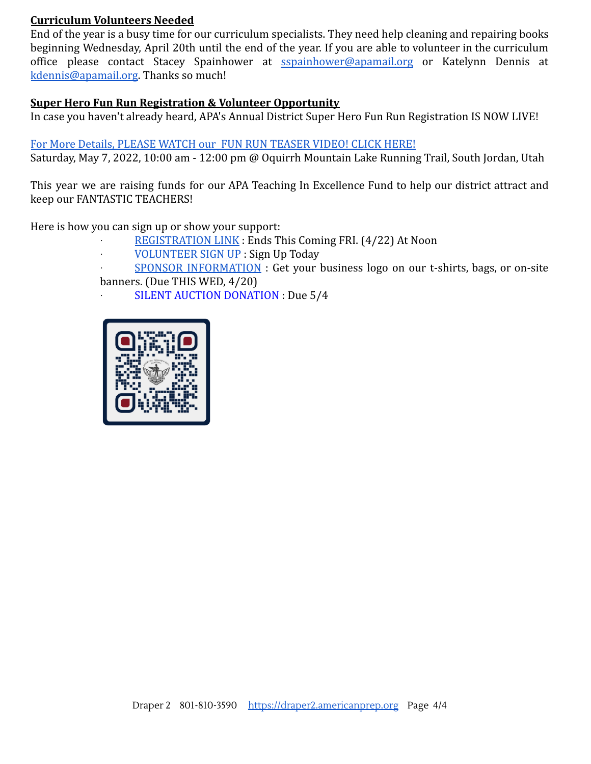**Curriculum Volunteers Needed**

End of the year is a busy time for our curriculum specialists. They need help cleaning and repairing books beginning Wednesday, April 20th until the end of the year. If you are able to volunteer in the curriculum office please contact Stacey Spainhower at sspainhower@apamail.org or Katelynn Dennis at kdennis@apamail.org. Thanks so much!

**Super Hero Fun Run Registration & Volunteer Opportunity**

In case you haven't already heard, APA's Annual District Super Hero Fun Run Registration IS NOW LIVE!

For More Details, PLEASE WATCH our FUN RUN TEASER VIDEO! CLICK HERE!

Saturday, May 7, 2022, 10:00 am - 12:00 pm @ Oquirrh Mountain Lake Running Trail, South Jordan, Utah

This year we are raising funds for our APA Teaching In Excellence Fund to help our district attract and keep our FANTASTIC TEACHERS!

Here is how you can sign up or show your support:

- REGISTRATION LINK : Ends This Coming FRI. (4/22) At Noon
- VOLUNTEER SIGN UP : Sign Up Today
- SPONSOR INFORMATION : Get your business logo on our t-shirts, bags, or on-site banners. (Due THIS WED, 4/20)
- SILENT AUCTION DONATION : Due 5/4